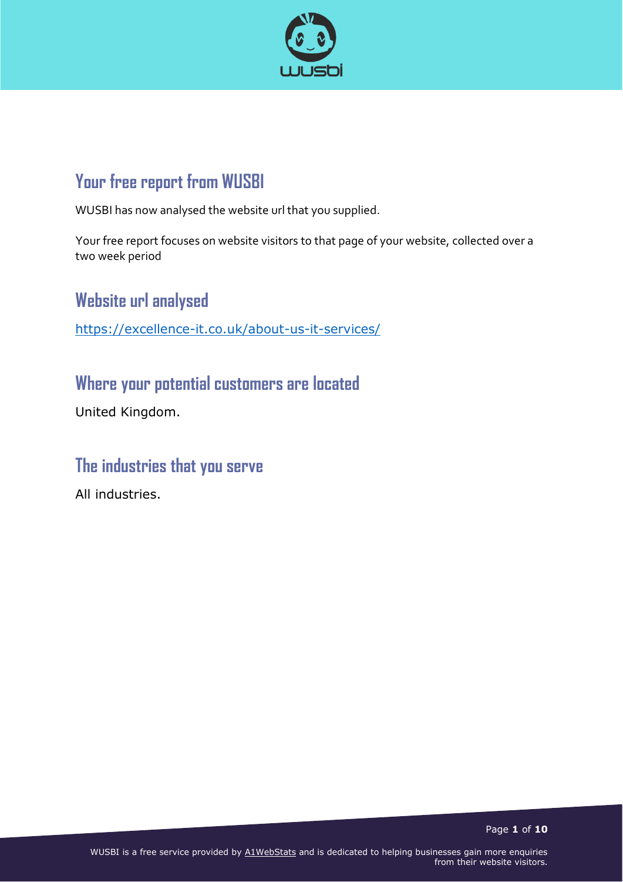## Your free report from WUSBI

WUSBI has now analysed the website url that you supplied.

Your free report focuses on website visitors to that page of your website, collected over a two week period

## Website url analysed

https://excellence-it.co.uk/about-us-it-services/

## Where your potential customers are located

United Kingdom.

## The industries that you serve

All industries.

WUSBI is a free service provided by A1WebStats and is dedicated to helping businesses gain more enquiries from their website visitors.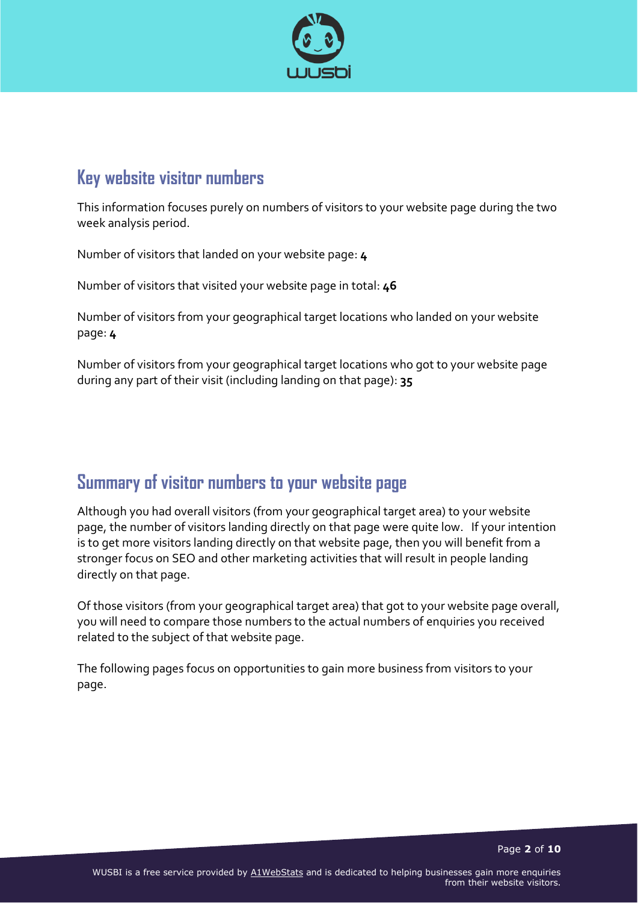## Key website visitor numbers

This information focuses purely on numbers of visitors to your website page during the two week analysis period.

Number of visitors that landed on your website page: **4**

Number of visitors that visited your website page in total: **46**

Number of visitors from your geographical target locations who landed on your website page: **4**

Number of visitors from your geographical target locations who got to your website page during any part of their visit (including landing on that page): **35**

## Summary of visitor numbers to your website page

Although you had overall visitors (from your geographical target area) to your website page, the number of visitors landing directly on that page were quite low. If your intention is to get more visitors landing directly on that website page, then you will benefit from a stronger focus on SEO and other marketing activities that will result in people landing directly on that page.

Of those visitors (from your geographical target area) that got to your website page overall, you will need to compare those numbers to the actual numbers of enquiries you received related to the subject of that website page.

The following pages focus on opportunities to gain more business from visitors to your page.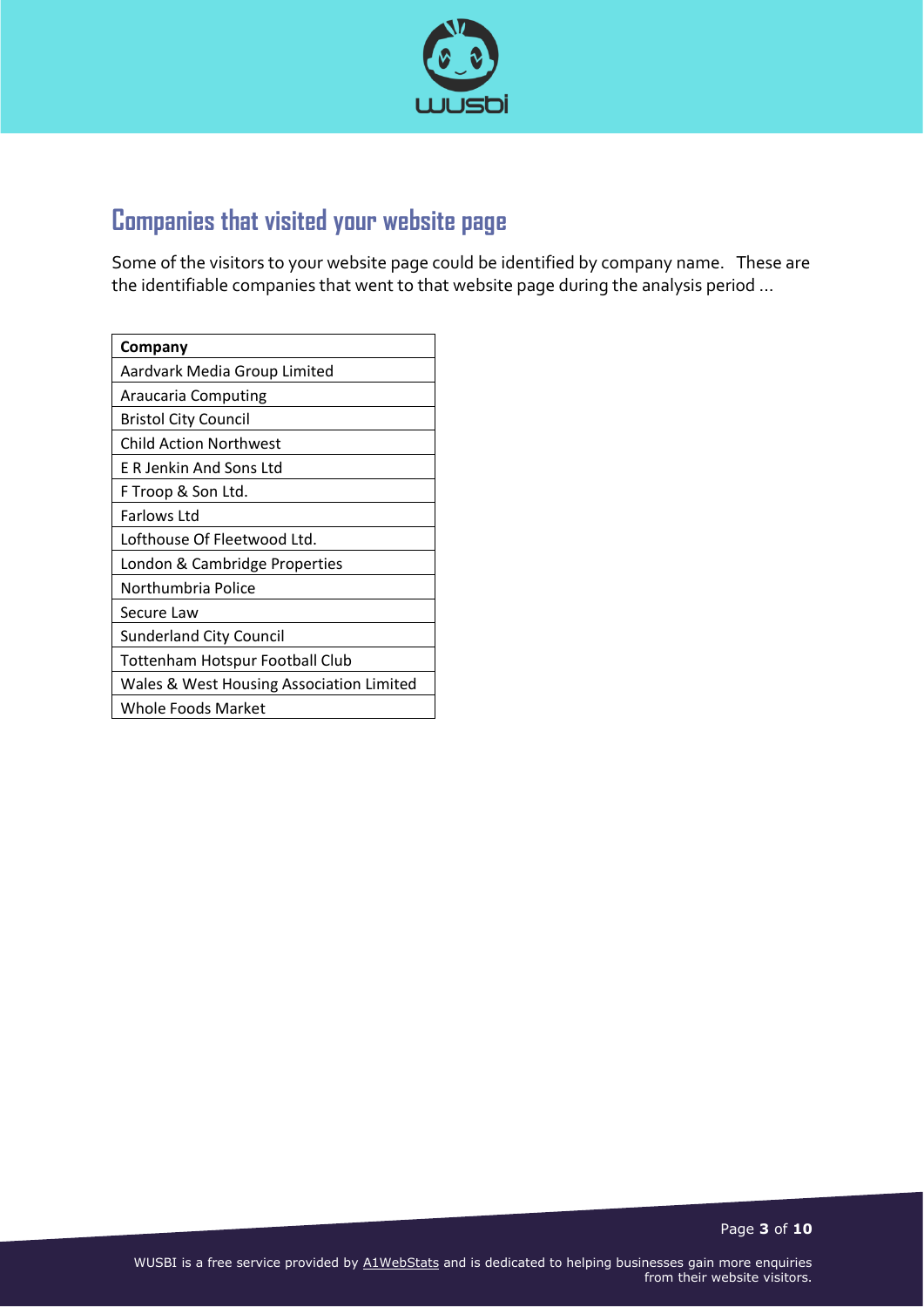## Companies that visited your website page

Some of the visitors to your website page could be identified by company name. These are the identifiable companies that went to that website page during the analysis period ...

| Company |
|---|
| Aardvark Media Group Limited |
| Araucaria Computing |
| Bristol City Council |
| Child Action Northwest |
| E R Jenkin And Sons Ltd |
| F Troop & Son Ltd. |
| Farlows Ltd |
| Lofthouse Of Fleetwood Ltd. |
| London & Cambridge Properties |
| Northumbria Police |
| Secure Law |
| Sunderland City Council |
| Tottenham Hotspur Football Club |
| Wales & West Housing Association Limited |
| Whole Foods Market |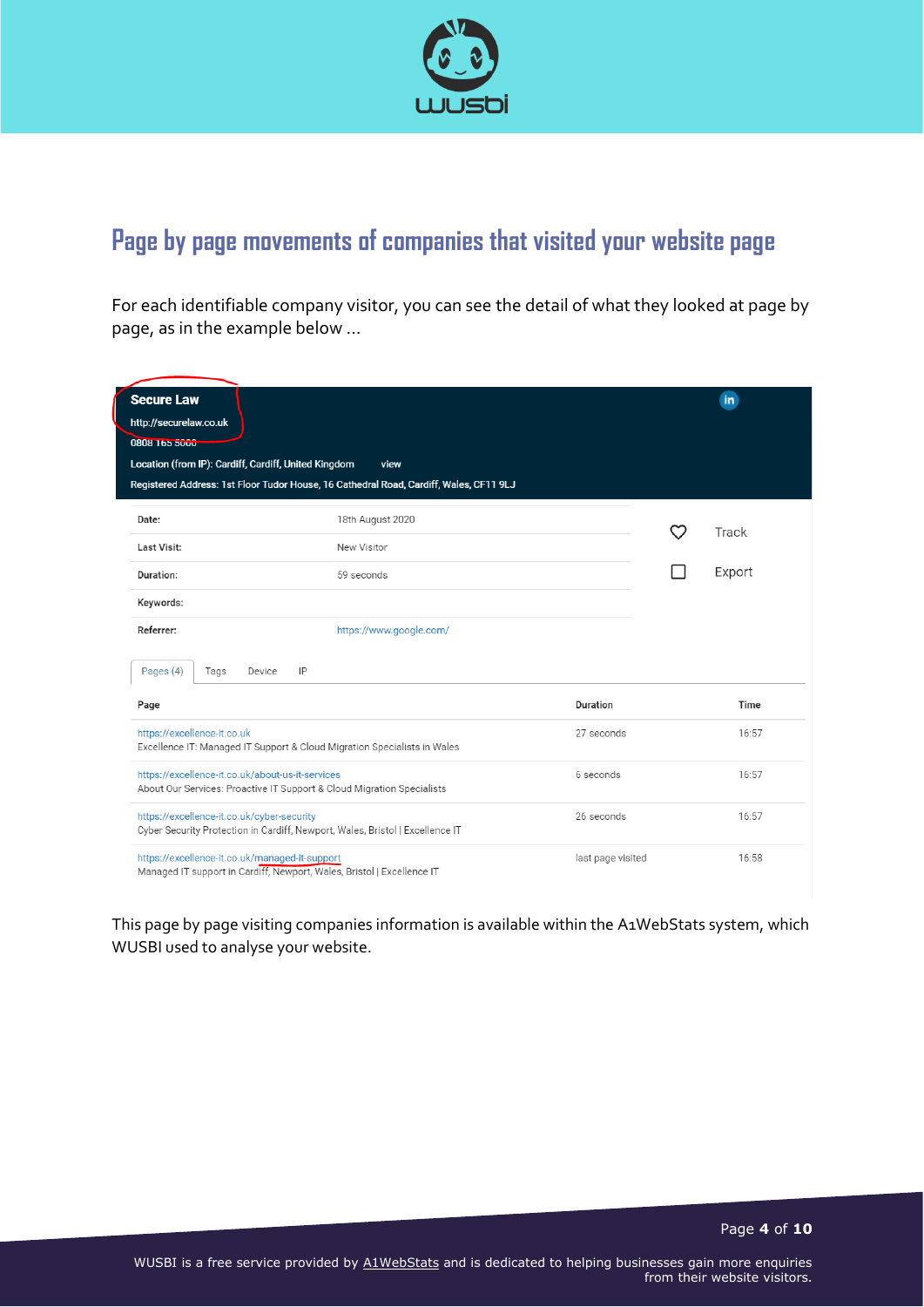# Page by page movements of companies that visited your website page

For each identifiable company visitor, you can see the detail of what they looked at page by page, as in the example below …

**Secure Law**
http://securelaw.co.uk
0808 165 5000
Location (from IP): Cardiff, Cardiff, United Kingdom view
Registered Address: 1st Floor Tudor House, 16 Cathedral Road, Cardiff, Wales, CF11 9LJ

| | |
|---|---|
| Date: | 18th August 2020 |
| Last Visit: | New Visitor |
| Duration: | 59 seconds |
| Keywords: | |
| Referrer: | https://www.google.com/ |

Track
Export

Pages (4) Tags Device IP

| Page | Duration | Time |
|---|---|---|
| https://excellence-it.co.uk<br>Excellence IT: Managed IT Support & Cloud Migration Specialists in Wales | 27 seconds | 16:57 |
| https://excellence-it.co.uk/about-us-it-services<br>About Our Services: Proactive IT Support & Cloud Migration Specialists | 6 seconds | 16:57 |
| https://excellence-it.co.uk/cyber-security<br>Cyber Security Protection in Cardiff, Newport, Wales, Bristol \| Excellence IT | 26 seconds | 16:57 |
| https://excellence-it.co.uk/managed-it-support<br>Managed IT support in Cardiff, Newport, Wales, Bristol \| Excellence IT | last page visited | 16:58 |

This page by page visiting companies information is available within the A1WebStats system, which WUSBI used to analyse your website.

WUSBI is a free service provided by A1WebStats and is dedicated to helping businesses gain more enquiries from their website visitors.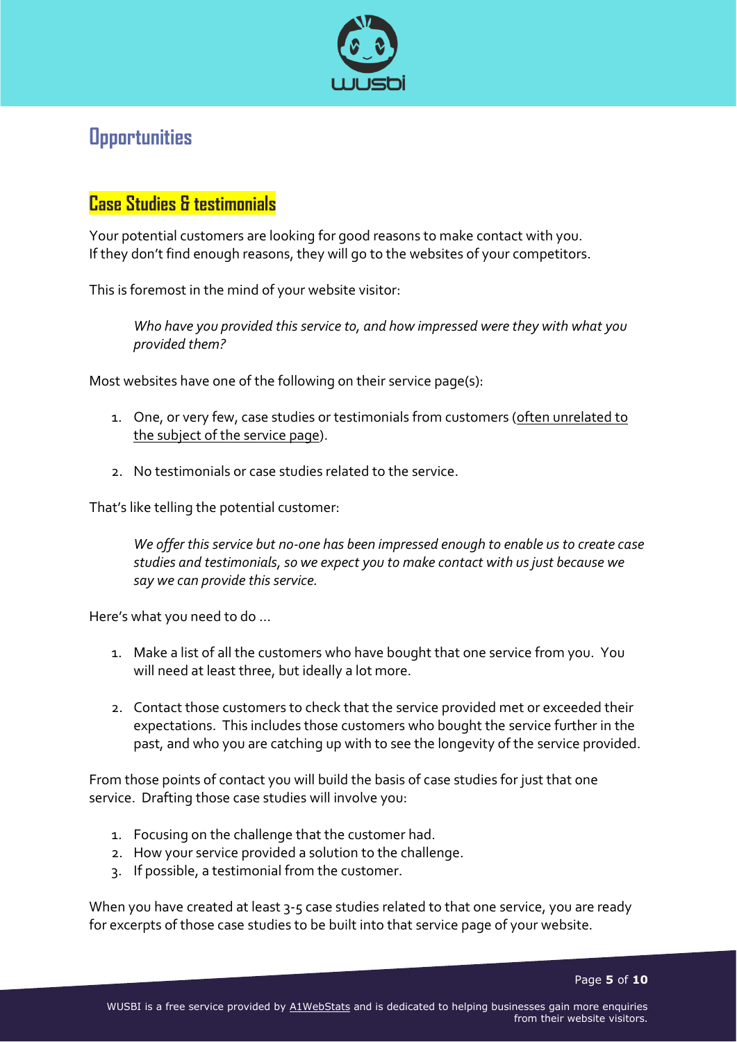# Opportunities

## Case Studies & testimonials

Your potential customers are looking for good reasons to make contact with you. If they don't find enough reasons, they will go to the websites of your competitors.

This is foremost in the mind of your website visitor:

> *Who have you provided this service to, and how impressed were they with what you provided them?*

Most websites have one of the following on their service page(s):

1. One, or very few, case studies or testimonials from customers (often unrelated to the subject of the service page).
2. No testimonials or case studies related to the service.

That's like telling the potential customer:

> *We offer this service but no-one has been impressed enough to enable us to create case studies and testimonials, so we expect you to make contact with us just because we say we can provide this service.*

Here's what you need to do …

1. Make a list of all the customers who have bought that one service from you. You will need at least three, but ideally a lot more.
2. Contact those customers to check that the service provided met or exceeded their expectations. This includes those customers who bought the service further in the past, and who you are catching up with to see the longevity of the service provided.

From those points of contact you will build the basis of case studies for just that one service. Drafting those case studies will involve you:

1. Focusing on the challenge that the customer had.
2. How your service provided a solution to the challenge.
3. If possible, a testimonial from the customer.

When you have created at least 3-5 case studies related to that one service, you are ready for excerpts of those case studies to be built into that service page of your website.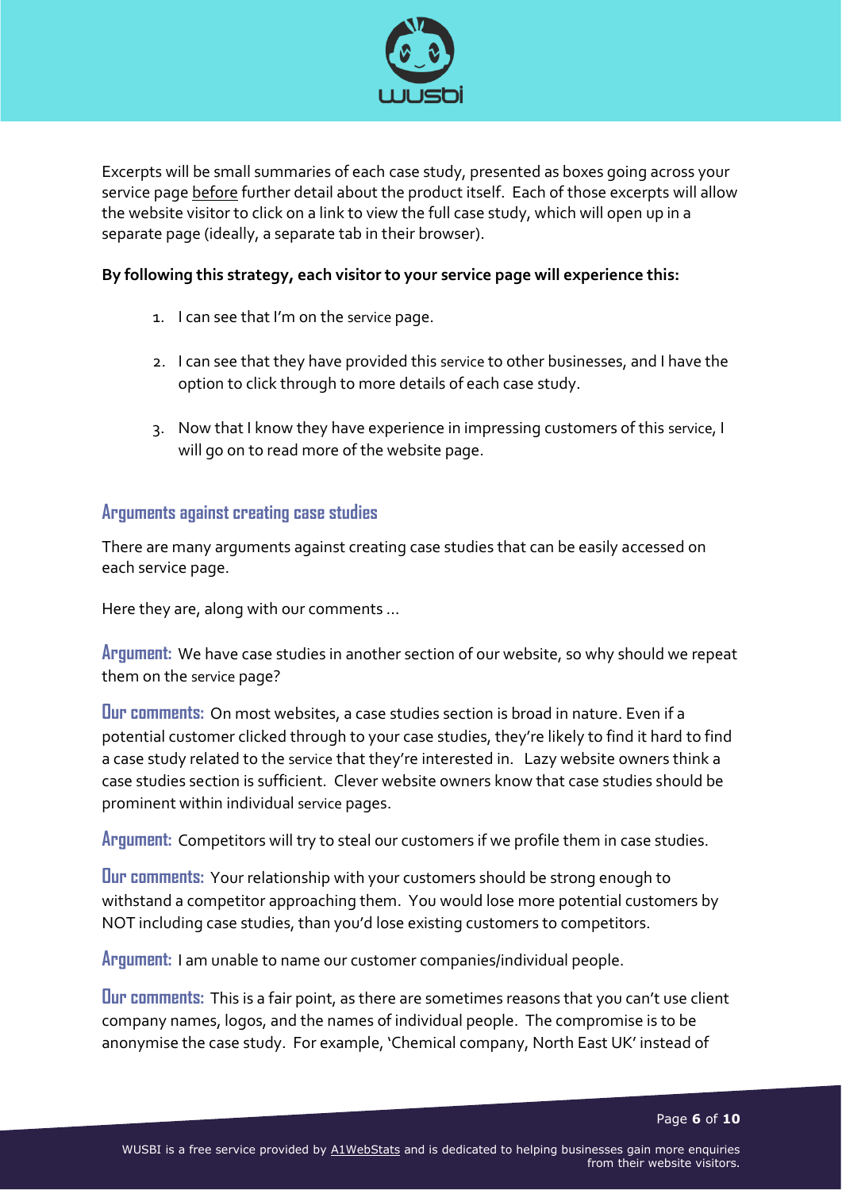Excerpts will be small summaries of each case study, presented as boxes going across your service page before further detail about the product itself. Each of those excerpts will allow the website visitor to click on a link to view the full case study, which will open up in a separate page (ideally, a separate tab in their browser).

**By following this strategy, each visitor to your service page will experience this:**

1. I can see that I'm on the service page.

2. I can see that they have provided this service to other businesses, and I have the option to click through to more details of each case study.

3. Now that I know they have experience in impressing customers of this service, I will go on to read more of the website page.

## Arguments against creating case studies

There are many arguments against creating case studies that can be easily accessed on each service page.

Here they are, along with our comments …

**Argument:** We have case studies in another section of our website, so why should we repeat them on the service page?

**Our comments:** On most websites, a case studies section is broad in nature. Even if a potential customer clicked through to your case studies, they're likely to find it hard to find a case study related to the service that they're interested in. Lazy website owners think a case studies section is sufficient. Clever website owners know that case studies should be prominent within individual service pages.

**Argument:** Competitors will try to steal our customers if we profile them in case studies.

**Our comments:** Your relationship with your customers should be strong enough to withstand a competitor approaching them. You would lose more potential customers by NOT including case studies, than you'd lose existing customers to competitors.

**Argument:** I am unable to name our customer companies/individual people.

**Our comments:** This is a fair point, as there are sometimes reasons that you can't use client company names, logos, and the names of individual people. The compromise is to be anonymise the case study. For example, 'Chemical company, North East UK' instead of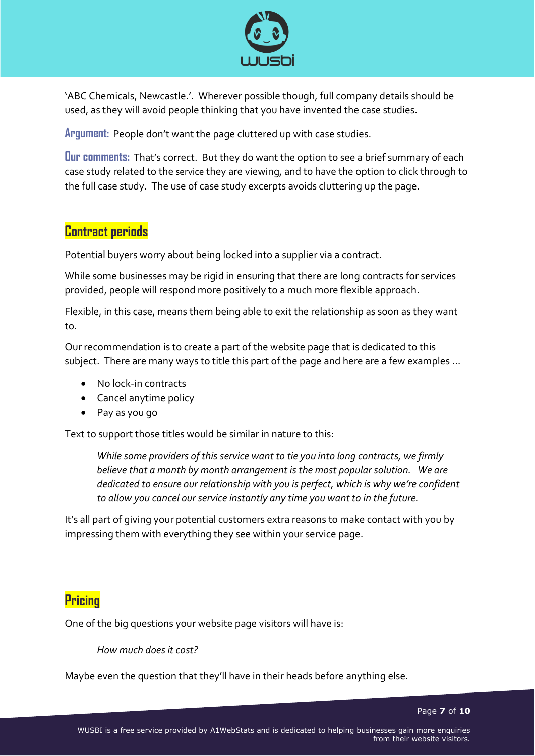'ABC Chemicals, Newcastle.'. Wherever possible though, full company details should be used, as they will avoid people thinking that you have invented the case studies.

**Argument:** People don't want the page cluttered up with case studies.

**Our comments:** That's correct. But they do want the option to see a brief summary of each case study related to the service they are viewing, and to have the option to click through to the full case study. The use of case study excerpts avoids cluttering up the page.

## Contract periods

Potential buyers worry about being locked into a supplier via a contract.

While some businesses may be rigid in ensuring that there are long contracts for services provided, people will respond more positively to a much more flexible approach.

Flexible, in this case, means them being able to exit the relationship as soon as they want to.

Our recommendation is to create a part of the website page that is dedicated to this subject. There are many ways to title this part of the page and here are a few examples …

- No lock-in contracts
- Cancel anytime policy
- Pay as you go

Text to support those titles would be similar in nature to this:

> *While some providers of this service want to tie you into long contracts, we firmly believe that a month by month arrangement is the most popular solution. We are dedicated to ensure our relationship with you is perfect, which is why we're confident to allow you cancel our service instantly any time you want to in the future.*

It's all part of giving your potential customers extra reasons to make contact with you by impressing them with everything they see within your service page.

## Pricing

One of the big questions your website page visitors will have is:

> *How much does it cost?*

Maybe even the question that they'll have in their heads before anything else.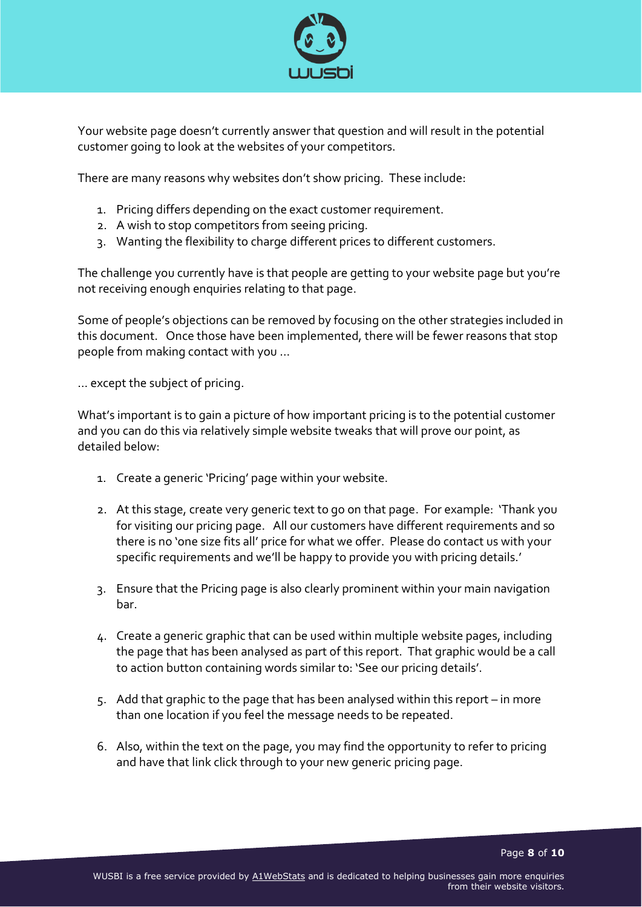Your website page doesn't currently answer that question and will result in the potential customer going to look at the websites of your competitors.

There are many reasons why websites don't show pricing. These include:

1. Pricing differs depending on the exact customer requirement.
2. A wish to stop competitors from seeing pricing.
3. Wanting the flexibility to charge different prices to different customers.

The challenge you currently have is that people are getting to your website page but you're not receiving enough enquiries relating to that page.

Some of people's objections can be removed by focusing on the other strategies included in this document. Once those have been implemented, there will be fewer reasons that stop people from making contact with you …

… except the subject of pricing.

What's important is to gain a picture of how important pricing is to the potential customer and you can do this via relatively simple website tweaks that will prove our point, as detailed below:

1. Create a generic 'Pricing' page within your website.

2. At this stage, create very generic text to go on that page. For example: 'Thank you for visiting our pricing page. All our customers have different requirements and so there is no 'one size fits all' price for what we offer. Please do contact us with your specific requirements and we'll be happy to provide you with pricing details.'

3. Ensure that the Pricing page is also clearly prominent within your main navigation bar.

4. Create a generic graphic that can be used within multiple website pages, including the page that has been analysed as part of this report. That graphic would be a call to action button containing words similar to: 'See our pricing details'.

5. Add that graphic to the page that has been analysed within this report – in more than one location if you feel the message needs to be repeated.

6. Also, within the text on the page, you may find the opportunity to refer to pricing and have that link click through to your new generic pricing page.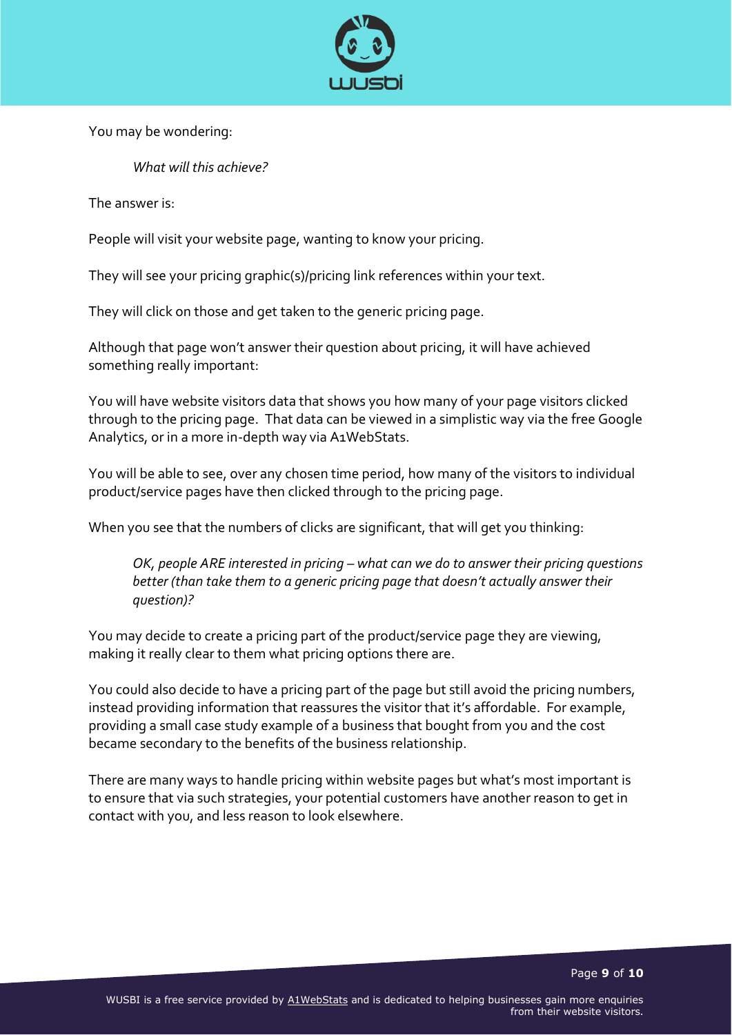You may be wondering:

> *What will this achieve?*

The answer is:

People will visit your website page, wanting to know your pricing.

They will see your pricing graphic(s)/pricing link references within your text.

They will click on those and get taken to the generic pricing page.

Although that page won't answer their question about pricing, it will have achieved something really important:

You will have website visitors data that shows you how many of your page visitors clicked through to the pricing page. That data can be viewed in a simplistic way via the free Google Analytics, or in a more in-depth way via A1WebStats.

You will be able to see, over any chosen time period, how many of the visitors to individual product/service pages have then clicked through to the pricing page.

When you see that the numbers of clicks are significant, that will get you thinking:

> *OK, people ARE interested in pricing – what can we do to answer their pricing questions better (than take them to a generic pricing page that doesn't actually answer their question)?*

You may decide to create a pricing part of the product/service page they are viewing, making it really clear to them what pricing options there are.

You could also decide to have a pricing part of the page but still avoid the pricing numbers, instead providing information that reassures the visitor that it's affordable. For example, providing a small case study example of a business that bought from you and the cost became secondary to the benefits of the business relationship.

There are many ways to handle pricing within website pages but what's most important is to ensure that via such strategies, your potential customers have another reason to get in contact with you, and less reason to look elsewhere.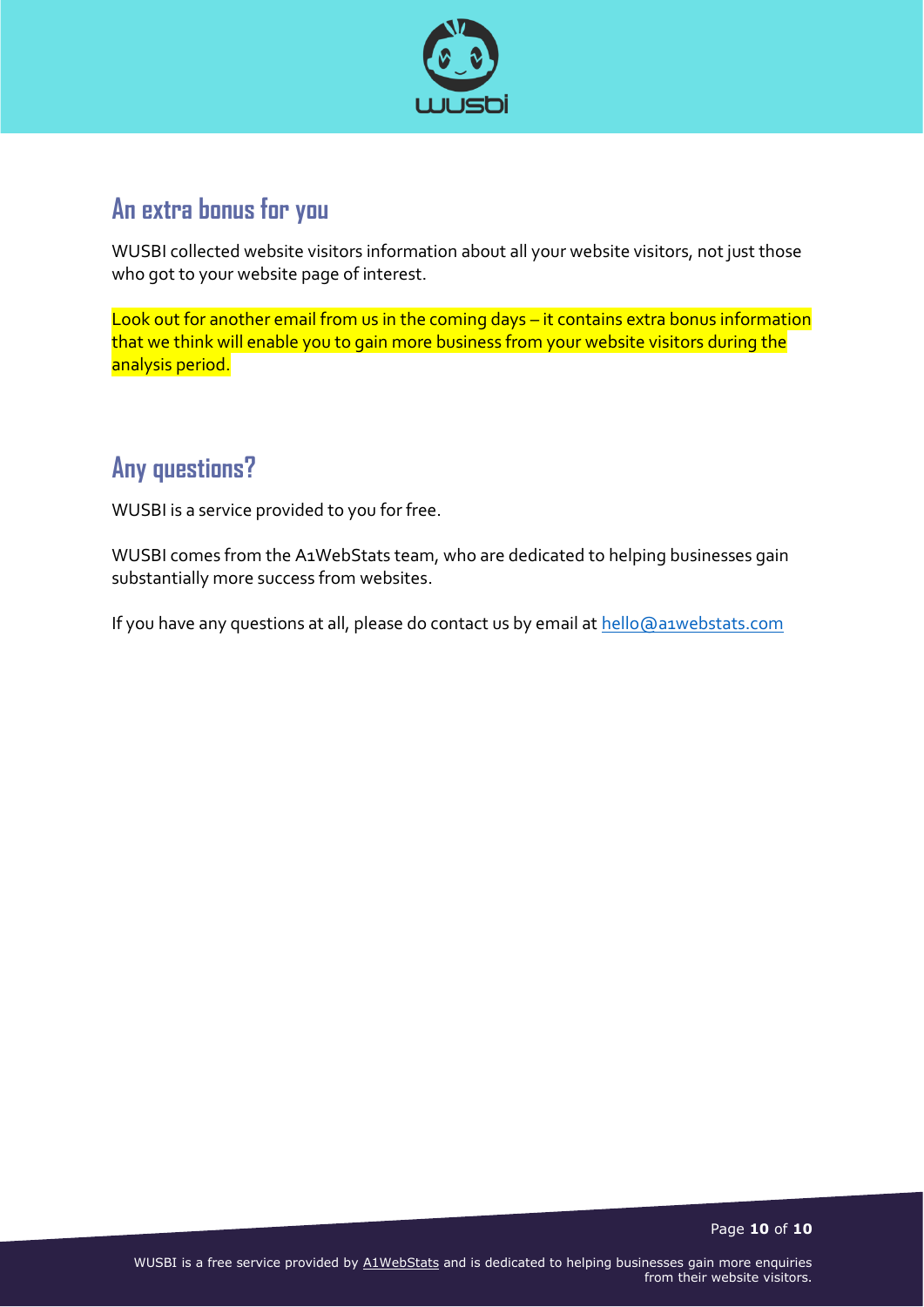## An extra bonus for you

WUSBI collected website visitors information about all your website visitors, not just those who got to your website page of interest.

Look out for another email from us in the coming days – it contains extra bonus information that we think will enable you to gain more business from your website visitors during the analysis period.

## Any questions?

WUSBI is a service provided to you for free.

WUSBI comes from the A1WebStats team, who are dedicated to helping businesses gain substantially more success from websites.

If you have any questions at all, please do contact us by email at hello@a1webstats.com